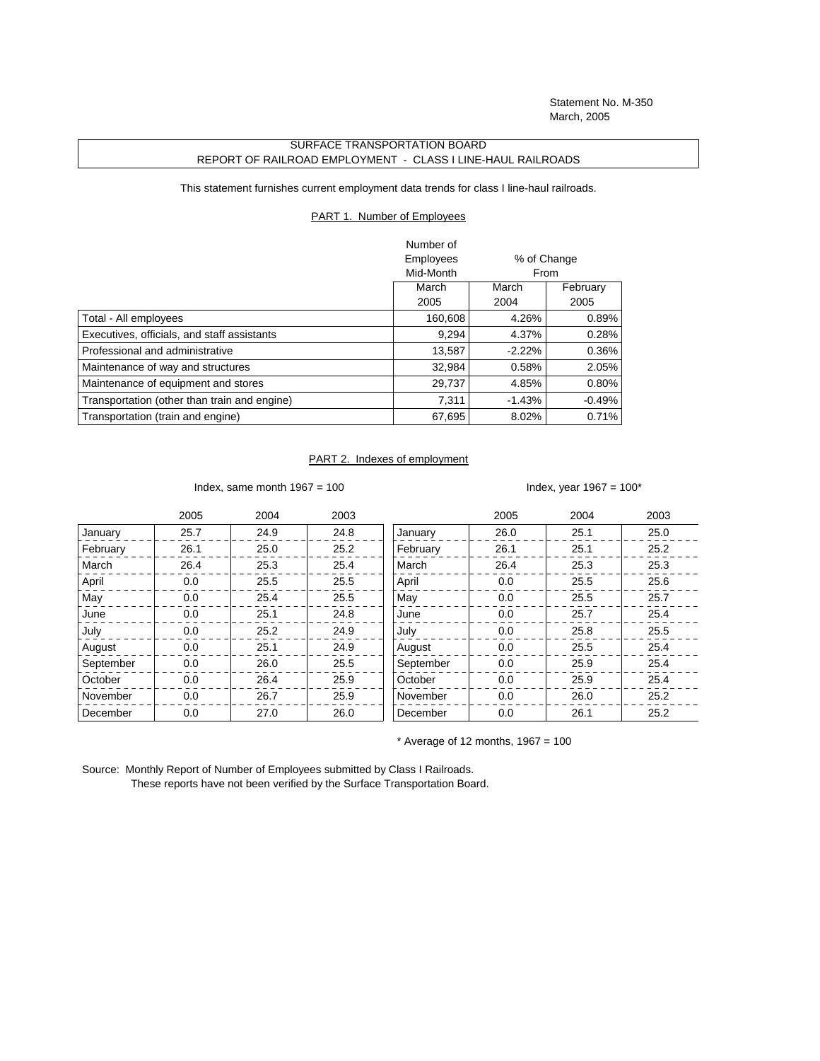Statement No. M-350
March, 2005

# SURFACE TRANSPORTATION BOARD
## REPORT OF RAILROAD EMPLOYMENT - CLASS I LINE-HAUL RAILROADS

This statement furnishes current employment data trends for class I line-haul railroads.

### PART 1. Number of Employees

| | Number of Employees Mid-Month | % of Change From | |
|---|---|---|---|
| | March 2005 | March 2004 | February 2005 |
| Total - All employees | 160,608 | 4.26% | 0.89% |
| Executives, officials, and staff assistants | 9,294 | 4.37% | 0.28% |
| Professional and administrative | 13,587 | -2.22% | 0.36% |
| Maintenance of way and structures | 32,984 | 0.58% | 2.05% |
| Maintenance of equipment and stores | 29,737 | 4.85% | 0.80% |
| Transportation (other than train and engine) | 7,311 | -1.43% | -0.49% |
| Transportation (train and engine) | 67,695 | 8.02% | 0.71% |

### PART 2. Indexes of employment

Index, same month 1967 = 100

| | 2005 | 2004 | 2003 |
|---|---|---|---|
| January | 25.7 | 24.9 | 24.8 |
| February | 26.1 | 25.0 | 25.2 |
| March | 26.4 | 25.3 | 25.4 |
| April | 0.0 | 25.5 | 25.5 |
| May | 0.0 | 25.4 | 25.5 |
| June | 0.0 | 25.1 | 24.8 |
| July | 0.0 | 25.2 | 24.9 |
| August | 0.0 | 25.1 | 24.9 |
| September | 0.0 | 26.0 | 25.5 |
| October | 0.0 | 26.4 | 25.9 |
| November | 0.0 | 26.7 | 25.9 |
| December | 0.0 | 27.0 | 26.0 |

Index, year 1967 = 100*

| | 2005 | 2004 | 2003 |
|---|---|---|---|
| January | 26.0 | 25.1 | 25.0 |
| February | 26.1 | 25.1 | 25.2 |
| March | 26.4 | 25.3 | 25.3 |
| April | 0.0 | 25.5 | 25.6 |
| May | 0.0 | 25.5 | 25.7 |
| June | 0.0 | 25.7 | 25.4 |
| July | 0.0 | 25.8 | 25.5 |
| August | 0.0 | 25.5 | 25.4 |
| September | 0.0 | 25.9 | 25.4 |
| October | 0.0 | 25.9 | 25.4 |
| November | 0.0 | 26.0 | 25.2 |
| December | 0.0 | 26.1 | 25.2 |

* Average of 12 months, 1967 = 100

Source: Monthly Report of Number of Employees submitted by Class I Railroads.
These reports have not been verified by the Surface Transportation Board.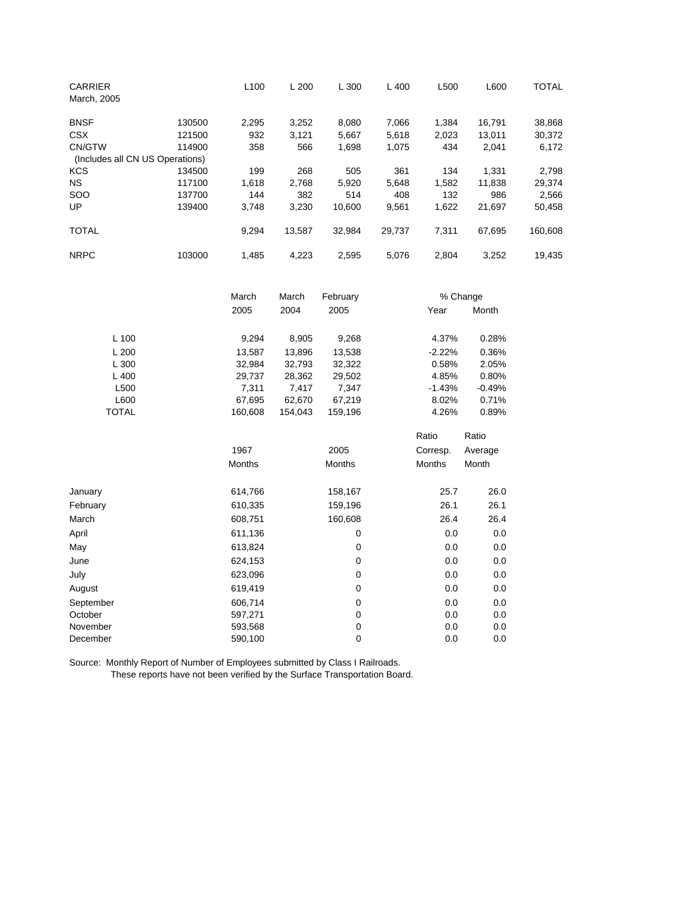| CARRIER<br>March, 2005 | | L100 | L 200 | L 300 | L 400 | L500 | L600 | TOTAL |
|---|---|---|---|---|---|---|---|---|
| BNSF | 130500 | 2,295 | 3,252 | 8,080 | 7,066 | 1,384 | 16,791 | 38,868 |
| CSX | 121500 | 932 | 3,121 | 5,667 | 5,618 | 2,023 | 13,011 | 30,372 |
| CN/GTW<br>(Includes all CN US Operations) | 114900 | 358 | 566 | 1,698 | 1,075 | 434 | 2,041 | 6,172 |
| KCS | 134500 | 199 | 268 | 505 | 361 | 134 | 1,331 | 2,798 |
| NS | 117100 | 1,618 | 2,768 | 5,920 | 5,648 | 1,582 | 11,838 | 29,374 |
| SOO | 137700 | 144 | 382 | 514 | 408 | 132 | 986 | 2,566 |
| UP | 139400 | 3,748 | 3,230 | 10,600 | 9,561 | 1,622 | 21,697 | 50,458 |
| TOTAL | | 9,294 | 13,587 | 32,984 | 29,737 | 7,311 | 67,695 | 160,608 |
| NRPC | 103000 | 1,485 | 4,223 | 2,595 | 5,076 | 2,804 | 3,252 | 19,435 |

| | March 2005 | March 2004 | February 2005 | % Change Year | % Change Month |
|---|---|---|---|---|---|
| L 100 | 9,294 | 8,905 | 9,268 | 4.37% | 0.28% |
| L 200 | 13,587 | 13,896 | 13,538 | -2.22% | 0.36% |
| L 300 | 32,984 | 32,793 | 32,322 | 0.58% | 2.05% |
| L 400 | 29,737 | 28,362 | 29,502 | 4.85% | 0.80% |
| L500 | 7,311 | 7,417 | 7,347 | -1.43% | -0.49% |
| L600 | 67,695 | 62,670 | 67,219 | 8.02% | 0.71% |
| TOTAL | 160,608 | 154,043 | 159,196 | 4.26% | 0.89% |

| | 1967 Months | 2005 Months | Ratio Corresp. Months | Ratio Average Month |
|---|---|---|---|---|
| January | 614,766 | 158,167 | 25.7 | 26.0 |
| February | 610,335 | 159,196 | 26.1 | 26.1 |
| March | 608,751 | 160,608 | 26.4 | 26.4 |
| April | 611,136 | 0 | 0.0 | 0.0 |
| May | 613,824 | 0 | 0.0 | 0.0 |
| June | 624,153 | 0 | 0.0 | 0.0 |
| July | 623,096 | 0 | 0.0 | 0.0 |
| August | 619,419 | 0 | 0.0 | 0.0 |
| September | 606,714 | 0 | 0.0 | 0.0 |
| October | 597,271 | 0 | 0.0 | 0.0 |
| November | 593,568 | 0 | 0.0 | 0.0 |
| December | 590,100 | 0 | 0.0 | 0.0 |

Source: Monthly Report of Number of Employees submitted by Class I Railroads.
These reports have not been verified by the Surface Transportation Board.